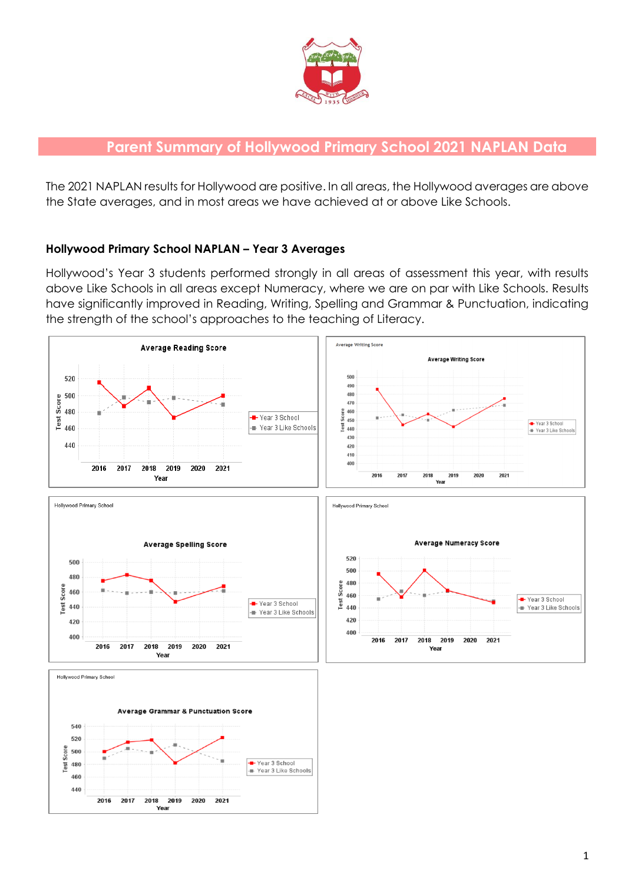# Parent Summary of Hollywood Primary School 2021 NAPLAN Data

The 2021 NAPLAN results for Hollywood are positive. In all areas, the Hollywood averages are above the State averages, and in most areas we have achieved at or above Like Schools.

## Hollywood Primary School NAPLAN – Year 3 Averages

Hollywood's Year 3 students performed strongly in all areas of assessment this year, with results above Like Schools in all areas except Numeracy, where we are on par with Like Schools. Results have significantly improved in Reading, Writing, Spelling and Grammar & Punctuation, indicating the strength of the school's approaches to the teaching of Literacy.

Average Reading Score
Test Score
520
500
480
460
440
2016 2017 2018 2019 2020 2021
Year
Year 3 School
Year 3 Like Schools

Average Writing Score
Average Writing Score
Test Score
500
490
480
470
460
450
440
430
420
410
400
2016 2017 2018 2019 2020 2021
Year
Year 3 School
Year 3 Like Schools

Hollywood Primary School
Average Spelling Score
Test Score
500
480
460
440
420
400
2016 2017 2018 2019 2020 2021
Year
Year 3 School
Year 3 Like Schools

Hollywood Primary School
Average Numeracy Score
Test Score
520
500
480
460
440
420
400
2016 2017 2018 2019 2020 2021
Year
Year 3 School
Year 3 Like Schools

Hollywood Primary School
Average Grammar & Punctuation Score
Test Score
540
520
500
480
460
440
2016 2017 2018 2019 2020 2021
Year
Year 3 School
Year 3 Like Schools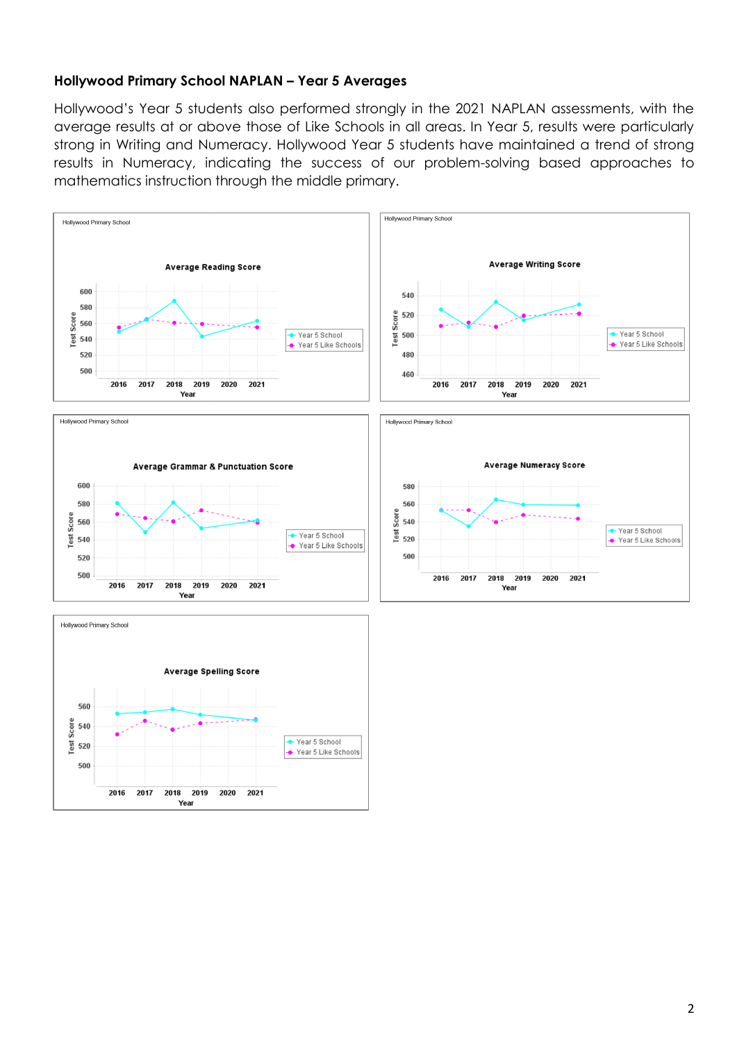### Hollywood Primary School NAPLAN – Year 5 Averages

Hollywood's Year 5 students also performed strongly in the 2021 NAPLAN assessments, with the average results at or above those of Like Schools in all areas. In Year 5, results were particularly strong in Writing and Numeracy. Hollywood Year 5 students have maintained a trend of strong results in Numeracy, indicating the success of our problem-solving based approaches to mathematics instruction through the middle primary.

Hollywood Primary School

Average Reading Score

Test Score: 600, 580, 560, 540, 520, 500

Year: 2016, 2017, 2018, 2019, 2020, 2021

Year 5 School
Year 5 Like Schools

Hollywood Primary School

Average Writing Score

Test Score: 540, 520, 500, 480, 460

Year: 2016, 2017, 2018, 2019, 2020, 2021

Year 5 School
Year 5 Like Schools

Hollywood Primary School

Average Grammar & Punctuation Score

Test Score: 600, 580, 560, 540, 520, 500

Year: 2016, 2017, 2018, 2019, 2020, 2021

Year 5 School
Year 5 Like Schools

Hollywood Primary School

Average Numeracy Score

Test Score: 580, 560, 540, 520, 500

Year: 2016, 2017, 2018, 2019, 2020, 2021

Year 5 School
Year 5 Like Schools

Hollywood Primary School

Average Spelling Score

Test Score: 560, 540, 520, 500

Year: 2016, 2017, 2018, 2019, 2020, 2021

Year 5 School
Year 5 Like Schools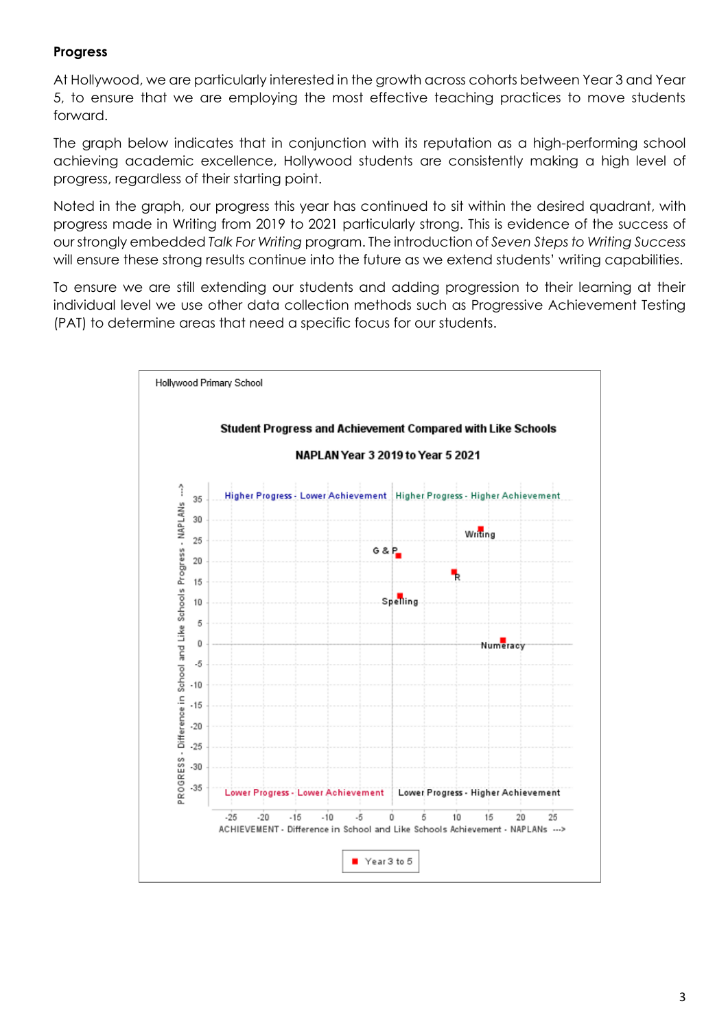**Progress**

At Hollywood, we are particularly interested in the growth across cohorts between Year 3 and Year 5, to ensure that we are employing the most effective teaching practices to move students forward.

The graph below indicates that in conjunction with its reputation as a high-performing school achieving academic excellence, Hollywood students are consistently making a high level of progress, regardless of their starting point.

Noted in the graph, our progress this year has continued to sit within the desired quadrant, with progress made in Writing from 2019 to 2021 particularly strong. This is evidence of the success of our strongly embedded *Talk For Writing* program. The introduction of *Seven Steps to Writing Success* will ensure these strong results continue into the future as we extend students' writing capabilities.

To ensure we are still extending our students and adding progression to their learning at their individual level we use other data collection methods such as Progressive Achievement Testing (PAT) to determine areas that need a specific focus for our students.

Hollywood Primary School

Student Progress and Achievement Compared with Like Schools

NAPLAN Year 3 2019 to Year 5 2021

Higher Progress - Lower Achievement

Higher Progress - Higher Achievement

Lower Progress - Lower Achievement

Lower Progress - Higher Achievement

Writing

G & P

R

Spelling

Numeracy

PROGRESS - Difference in School and Like Schools Progress - NAPLANs --->

35 30 25 20 15 10 5 0 -5 -10 -15 -20 -25 -30 -35

-25 -20 -15 -10 -5 0 5 10 15 20 25

ACHIEVEMENT - Difference in School and Like Schools Achievement - NAPLANs --->

Year 3 to 5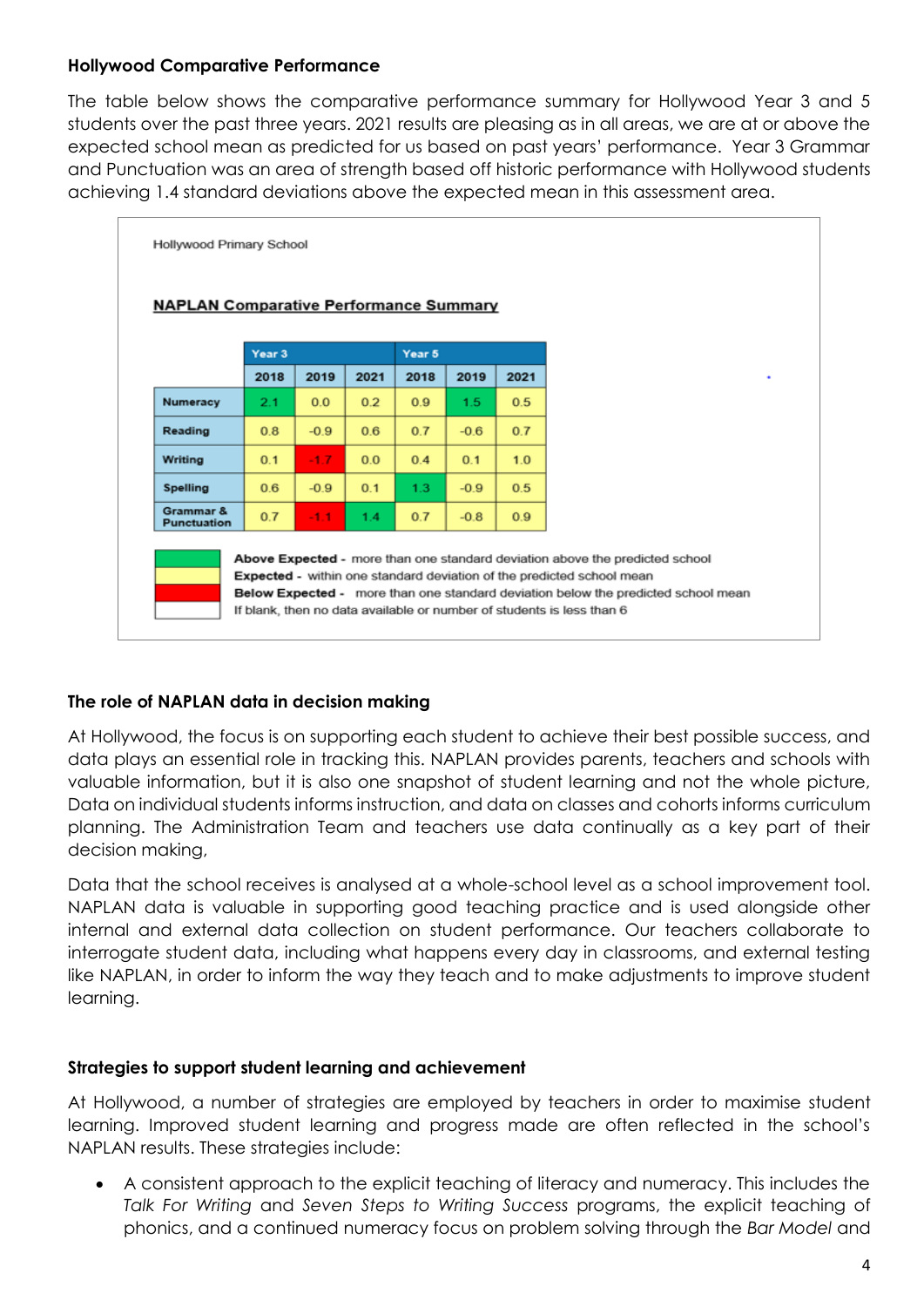**Hollywood Comparative Performance**

The table below shows the comparative performance summary for Hollywood Year 3 and 5 students over the past three years. 2021 results are pleasing as in all areas, we are at or above the expected school mean as predicted for us based on past years' performance. Year 3 Grammar and Punctuation was an area of strength based off historic performance with Hollywood students achieving 1.4 standard deviations above the expected mean in this assessment area.

Hollywood Primary School

**NAPLAN Comparative Performance Summary**

| | Year 3 | | | Year 5 | | |
|---|---|---|---|---|---|---|
| | 2018 | 2019 | 2021 | 2018 | 2019 | 2021 |
| Numeracy | 2.1 | 0.0 | 0.2 | 0.9 | 1.5 | 0.5 |
| Reading | 0.8 | -0.9 | 0.6 | 0.7 | -0.6 | 0.7 |
| Writing | 0.1 | -1.7 | 0.0 | 0.4 | 0.1 | 1.0 |
| Spelling | 0.6 | -0.9 | 0.1 | 1.3 | -0.9 | 0.5 |
| Grammar & Punctuation | 0.7 | -1.1 | 1.4 | 0.7 | -0.8 | 0.9 |

**Above Expected** - more than one standard deviation above the predicted school
**Expected** - within one standard deviation of the predicted school mean
**Below Expected** - more than one standard deviation below the predicted school mean
If blank, then no data available or number of students is less than 6

**The role of NAPLAN data in decision making**

At Hollywood, the focus is on supporting each student to achieve their best possible success, and data plays an essential role in tracking this. NAPLAN provides parents, teachers and schools with valuable information, but it is also one snapshot of student learning and not the whole picture, Data on individual students informs instruction, and data on classes and cohorts informs curriculum planning. The Administration Team and teachers use data continually as a key part of their decision making,

Data that the school receives is analysed at a whole-school level as a school improvement tool. NAPLAN data is valuable in supporting good teaching practice and is used alongside other internal and external data collection on student performance. Our teachers collaborate to interrogate student data, including what happens every day in classrooms, and external testing like NAPLAN, in order to inform the way they teach and to make adjustments to improve student learning.

**Strategies to support student learning and achievement**

At Hollywood, a number of strategies are employed by teachers in order to maximise student learning. Improved student learning and progress made are often reflected in the school's NAPLAN results. These strategies include:

- A consistent approach to the explicit teaching of literacy and numeracy. This includes the *Talk For Writing* and *Seven Steps to Writing Success* programs, the explicit teaching of phonics, and a continued numeracy focus on problem solving through the *Bar Model* and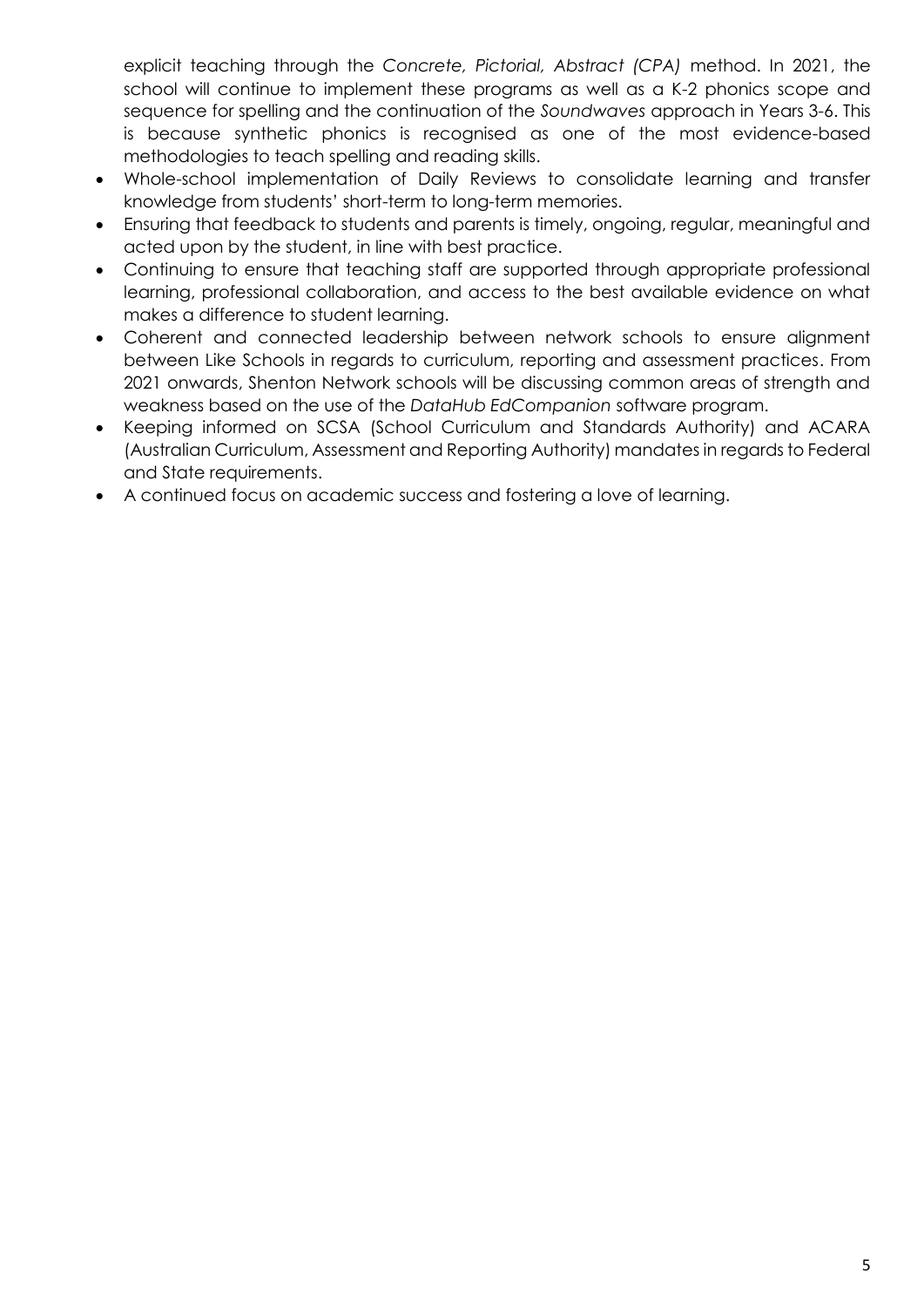explicit teaching through the *Concrete, Pictorial, Abstract (CPA)* method. In 2021, the school will continue to implement these programs as well as a K-2 phonics scope and sequence for spelling and the continuation of the *Soundwaves* approach in Years 3-6. This is because synthetic phonics is recognised as one of the most evidence-based methodologies to teach spelling and reading skills.

- Whole-school implementation of Daily Reviews to consolidate learning and transfer knowledge from students' short-term to long-term memories.
- Ensuring that feedback to students and parents is timely, ongoing, regular, meaningful and acted upon by the student, in line with best practice.
- Continuing to ensure that teaching staff are supported through appropriate professional learning, professional collaboration, and access to the best available evidence on what makes a difference to student learning.
- Coherent and connected leadership between network schools to ensure alignment between Like Schools in regards to curriculum, reporting and assessment practices. From 2021 onwards, Shenton Network schools will be discussing common areas of strength and weakness based on the use of the *DataHub EdCompanion* software program.
- Keeping informed on SCSA (School Curriculum and Standards Authority) and ACARA (Australian Curriculum, Assessment and Reporting Authority) mandates in regards to Federal and State requirements.
- A continued focus on academic success and fostering a love of learning.